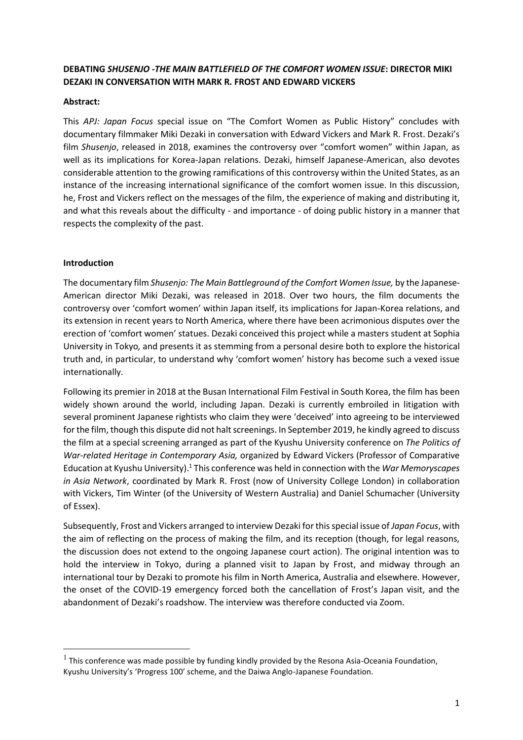**DEBATING *SHUSENJO -THE MAIN BATTLEFIELD OF THE COMFORT WOMEN ISSUE*: DIRECTOR MIKI DEZAKI IN CONVERSATION WITH MARK R. FROST AND EDWARD VICKERS**

**Abstract:**

This *APJ: Japan Focus* special issue on "The Comfort Women as Public History" concludes with documentary filmmaker Miki Dezaki in conversation with Edward Vickers and Mark R. Frost. Dezaki's film *Shusenjo*, released in 2018, examines the controversy over "comfort women" within Japan, as well as its implications for Korea-Japan relations. Dezaki, himself Japanese-American, also devotes considerable attention to the growing ramifications of this controversy within the United States, as an instance of the increasing international significance of the comfort women issue. In this discussion, he, Frost and Vickers reflect on the messages of the film, the experience of making and distributing it, and what this reveals about the difficulty - and importance - of doing public history in a manner that respects the complexity of the past.

**Introduction**

The documentary film *Shusenjo: The Main Battleground of the Comfort Women Issue,* by the Japanese-American director Miki Dezaki, was released in 2018. Over two hours, the film documents the controversy over 'comfort women' within Japan itself, its implications for Japan-Korea relations, and its extension in recent years to North America, where there have been acrimonious disputes over the erection of 'comfort women' statues. Dezaki conceived this project while a masters student at Sophia University in Tokyo*,* and presents it as stemming from a personal desire both to explore the historical truth and, in particular, to understand why 'comfort women' history has become such a vexed issue internationally.

Following its premier in 2018 at the Busan International Film Festival in South Korea, the film has been widely shown around the world, including Japan. Dezaki is currently embroiled in litigation with several prominent Japanese rightists who claim they were 'deceived' into agreeing to be interviewed for the film, though this dispute did not halt screenings. In September 2019, he kindly agreed to discuss the film at a special screening arranged as part of the Kyushu University conference on *The Politics of War-related Heritage in Contemporary Asia,* organized by Edward Vickers (Professor of Comparative Education at Kyushu University).[1] This conference was held in connection with the *War Memoryscapes in Asia Network*, coordinated by Mark R. Frost (now of University College London) in collaboration with Vickers, Tim Winter (of the University of Western Australia) and Daniel Schumacher (University of Essex).

Subsequently, Frost and Vickers arranged to interview Dezaki for this special issue of *Japan Focus*, with the aim of reflecting on the process of making the film, and its reception (though, for legal reasons, the discussion does not extend to the ongoing Japanese court action). The original intention was to hold the interview in Tokyo, during a planned visit to Japan by Frost, and midway through an international tour by Dezaki to promote his film in North America, Australia and elsewhere. However, the onset of the COVID-19 emergency forced both the cancellation of Frost's Japan visit, and the abandonment of Dezaki's roadshow. The interview was therefore conducted via Zoom.

---

[1] This conference was made possible by funding kindly provided by the Resona Asia-Oceania Foundation, Kyushu University's 'Progress 100' scheme, and the Daiwa Anglo-Japanese Foundation.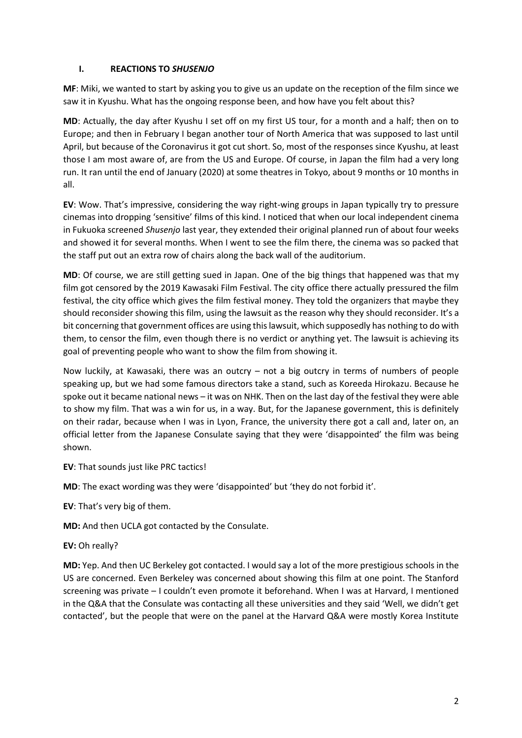## I. REACTIONS TO *SHUSENJO*

**MF**: Miki, we wanted to start by asking you to give us an update on the reception of the film since we saw it in Kyushu. What has the ongoing response been, and how have you felt about this?

**MD**: Actually, the day after Kyushu I set off on my first US tour, for a month and a half; then on to Europe; and then in February I began another tour of North America that was supposed to last until April, but because of the Coronavirus it got cut short. So, most of the responses since Kyushu, at least those I am most aware of, are from the US and Europe. Of course, in Japan the film had a very long run. It ran until the end of January (2020) at some theatres in Tokyo, about 9 months or 10 months in all.

**EV**: Wow. That's impressive, considering the way right-wing groups in Japan typically try to pressure cinemas into dropping 'sensitive' films of this kind. I noticed that when our local independent cinema in Fukuoka screened *Shusenjo* last year, they extended their original planned run of about four weeks and showed it for several months. When I went to see the film there, the cinema was so packed that the staff put out an extra row of chairs along the back wall of the auditorium.

**MD**: Of course, we are still getting sued in Japan. One of the big things that happened was that my film got censored by the 2019 Kawasaki Film Festival. The city office there actually pressured the film festival, the city office which gives the film festival money. They told the organizers that maybe they should reconsider showing this film, using the lawsuit as the reason why they should reconsider. It's a bit concerning that government offices are using this lawsuit, which supposedly has nothing to do with them, to censor the film, even though there is no verdict or anything yet. The lawsuit is achieving its goal of preventing people who want to show the film from showing it.

Now luckily, at Kawasaki, there was an outcry – not a big outcry in terms of numbers of people speaking up, but we had some famous directors take a stand, such as Koreeda Hirokazu. Because he spoke out it became national news – it was on NHK. Then on the last day of the festival they were able to show my film. That was a win for us, in a way. But, for the Japanese government, this is definitely on their radar, because when I was in Lyon, France, the university there got a call and, later on, an official letter from the Japanese Consulate saying that they were 'disappointed' the film was being shown.

**EV**: That sounds just like PRC tactics!

**MD**: The exact wording was they were 'disappointed' but 'they do not forbid it'.

**EV**: That's very big of them.

**MD:** And then UCLA got contacted by the Consulate.

**EV:** Oh really?

**MD:** Yep. And then UC Berkeley got contacted. I would say a lot of the more prestigious schools in the US are concerned. Even Berkeley was concerned about showing this film at one point. The Stanford screening was private – I couldn't even promote it beforehand. When I was at Harvard, I mentioned in the Q&A that the Consulate was contacting all these universities and they said 'Well, we didn't get contacted', but the people that were on the panel at the Harvard Q&A were mostly Korea Institute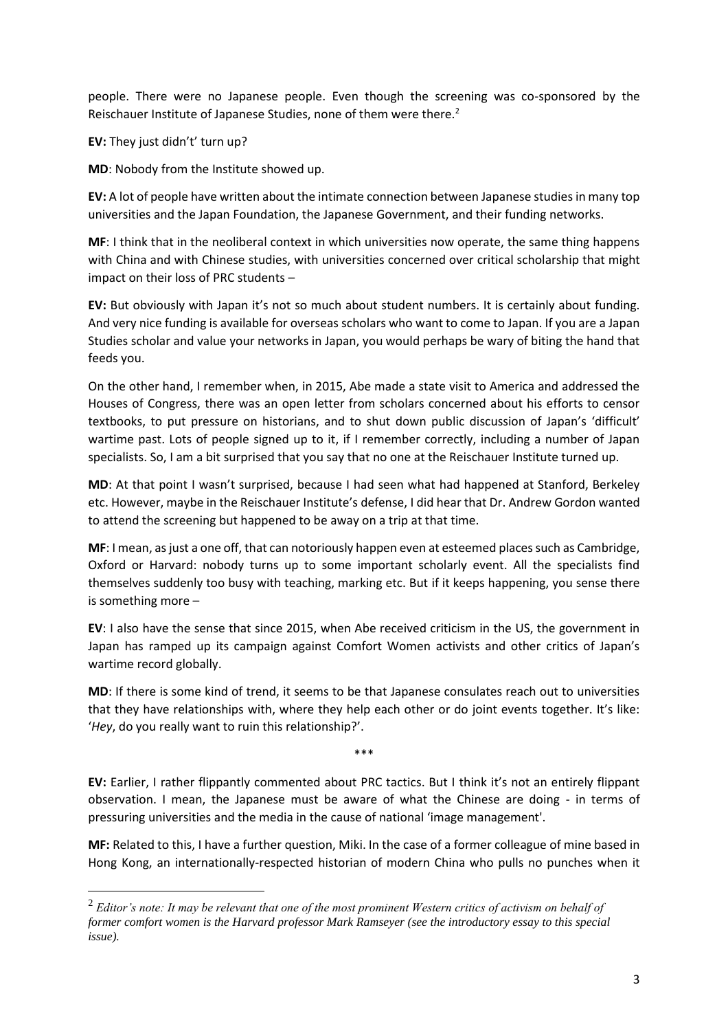people. There were no Japanese people. Even though the screening was co-sponsored by the Reischauer Institute of Japanese Studies, none of them were there.[2]

**EV:** They just didn't' turn up?

**MD**: Nobody from the Institute showed up.

**EV:** A lot of people have written about the intimate connection between Japanese studies in many top universities and the Japan Foundation, the Japanese Government, and their funding networks.

**MF**: I think that in the neoliberal context in which universities now operate, the same thing happens with China and with Chinese studies, with universities concerned over critical scholarship that might impact on their loss of PRC students –

**EV:** But obviously with Japan it's not so much about student numbers. It is certainly about funding. And very nice funding is available for overseas scholars who want to come to Japan. If you are a Japan Studies scholar and value your networks in Japan, you would perhaps be wary of biting the hand that feeds you.

On the other hand, I remember when, in 2015, Abe made a state visit to America and addressed the Houses of Congress, there was an open letter from scholars concerned about his efforts to censor textbooks, to put pressure on historians, and to shut down public discussion of Japan's 'difficult' wartime past. Lots of people signed up to it, if I remember correctly, including a number of Japan specialists. So, I am a bit surprised that you say that no one at the Reischauer Institute turned up.

**MD**: At that point I wasn't surprised, because I had seen what had happened at Stanford, Berkeley etc. However, maybe in the Reischauer Institute's defense, I did hear that Dr. Andrew Gordon wanted to attend the screening but happened to be away on a trip at that time.

**MF**: I mean, as just a one off, that can notoriously happen even at esteemed places such as Cambridge, Oxford or Harvard: nobody turns up to some important scholarly event. All the specialists find themselves suddenly too busy with teaching, marking etc. But if it keeps happening, you sense there is something more –

**EV**: I also have the sense that since 2015, when Abe received criticism in the US, the government in Japan has ramped up its campaign against Comfort Women activists and other critics of Japan's wartime record globally.

**MD**: If there is some kind of trend, it seems to be that Japanese consulates reach out to universities that they have relationships with, where they help each other or do joint events together. It's like: '*Hey*, do you really want to ruin this relationship?'.

\*\*\*

**EV:** Earlier, I rather flippantly commented about PRC tactics. But I think it's not an entirely flippant observation. I mean, the Japanese must be aware of what the Chinese are doing - in terms of pressuring universities and the media in the cause of national 'image management'.

**MF:** Related to this, I have a further question, Miki. In the case of a former colleague of mine based in Hong Kong, an internationally-respected historian of modern China who pulls no punches when it

[2] *Editor's note: It may be relevant that one of the most prominent Western critics of activism on behalf of former comfort women is the Harvard professor Mark Ramseyer (see the introductory essay to this special issue).*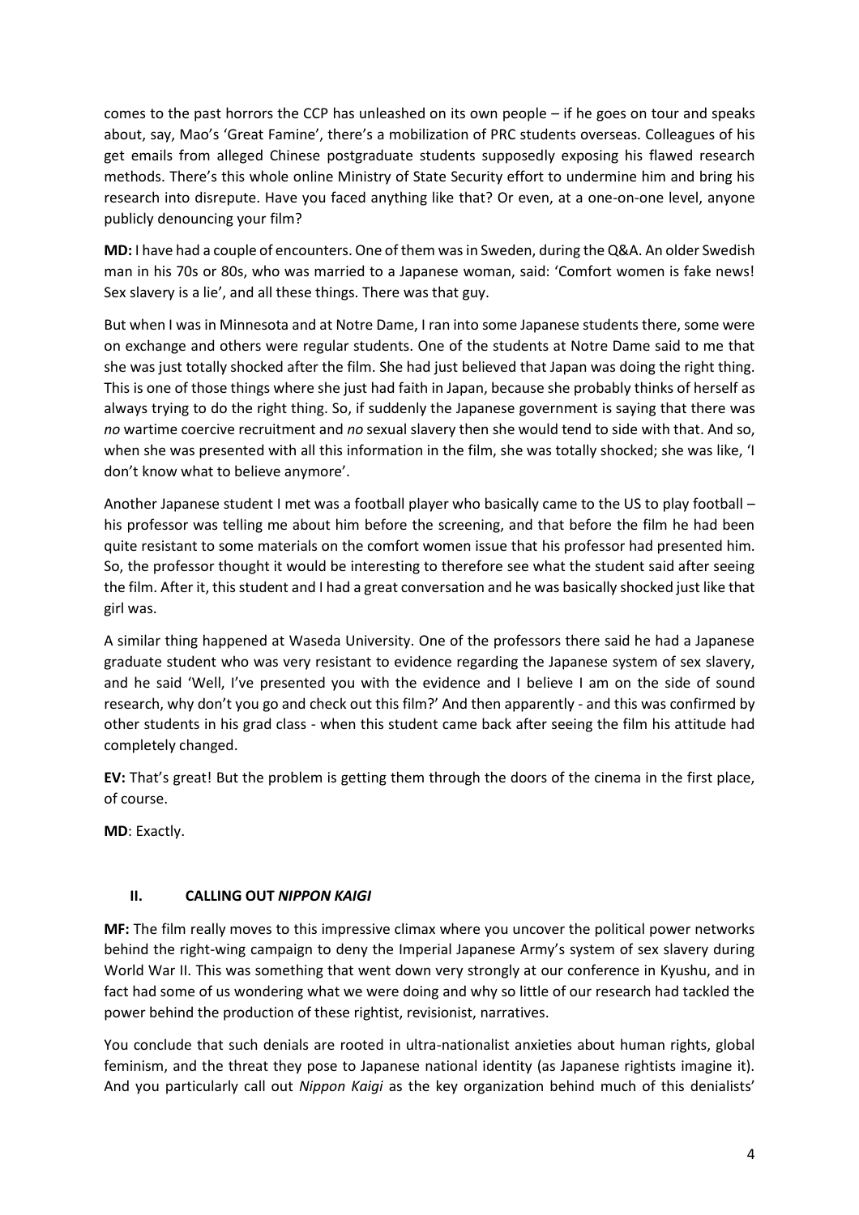comes to the past horrors the CCP has unleashed on its own people – if he goes on tour and speaks about, say, Mao's 'Great Famine', there's a mobilization of PRC students overseas. Colleagues of his get emails from alleged Chinese postgraduate students supposedly exposing his flawed research methods. There's this whole online Ministry of State Security effort to undermine him and bring his research into disrepute. Have you faced anything like that? Or even, at a one-on-one level, anyone publicly denouncing your film?

**MD:** I have had a couple of encounters. One of them was in Sweden, during the Q&A. An older Swedish man in his 70s or 80s, who was married to a Japanese woman, said: 'Comfort women is fake news! Sex slavery is a lie', and all these things. There was that guy.

But when I was in Minnesota and at Notre Dame, I ran into some Japanese students there, some were on exchange and others were regular students. One of the students at Notre Dame said to me that she was just totally shocked after the film. She had just believed that Japan was doing the right thing. This is one of those things where she just had faith in Japan, because she probably thinks of herself as always trying to do the right thing. So, if suddenly the Japanese government is saying that there was *no* wartime coercive recruitment and *no* sexual slavery then she would tend to side with that. And so, when she was presented with all this information in the film, she was totally shocked; she was like, 'I don't know what to believe anymore'.

Another Japanese student I met was a football player who basically came to the US to play football – his professor was telling me about him before the screening, and that before the film he had been quite resistant to some materials on the comfort women issue that his professor had presented him. So, the professor thought it would be interesting to therefore see what the student said after seeing the film. After it, this student and I had a great conversation and he was basically shocked just like that girl was.

A similar thing happened at Waseda University. One of the professors there said he had a Japanese graduate student who was very resistant to evidence regarding the Japanese system of sex slavery, and he said 'Well, I've presented you with the evidence and I believe I am on the side of sound research, why don't you go and check out this film?' And then apparently - and this was confirmed by other students in his grad class - when this student came back after seeing the film his attitude had completely changed.

**EV:** That's great! But the problem is getting them through the doors of the cinema in the first place, of course.

**MD**: Exactly.

## II. CALLING OUT *NIPPON KAIGI*

**MF:** The film really moves to this impressive climax where you uncover the political power networks behind the right-wing campaign to deny the Imperial Japanese Army's system of sex slavery during World War II. This was something that went down very strongly at our conference in Kyushu, and in fact had some of us wondering what we were doing and why so little of our research had tackled the power behind the production of these rightist, revisionist, narratives.

You conclude that such denials are rooted in ultra-nationalist anxieties about human rights, global feminism, and the threat they pose to Japanese national identity (as Japanese rightists imagine it). And you particularly call out *Nippon Kaigi* as the key organization behind much of this denialists'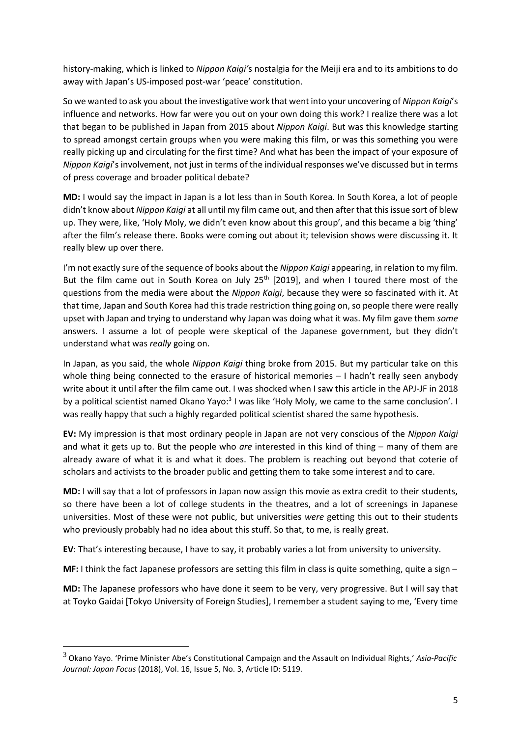history-making, which is linked to *Nippon Kaigi'*s nostalgia for the Meiji era and to its ambitions to do away with Japan's US-imposed post-war 'peace' constitution.

So we wanted to ask you about the investigative work that went into your uncovering of *Nippon Kaigi*'s influence and networks. How far were you out on your own doing this work? I realize there was a lot that began to be published in Japan from 2015 about *Nippon Kaigi*. But was this knowledge starting to spread amongst certain groups when you were making this film, or was this something you were really picking up and circulating for the first time? And what has been the impact of your exposure of *Nippon Kaigi*'s involvement, not just in terms of the individual responses we've discussed but in terms of press coverage and broader political debate?

**MD:** I would say the impact in Japan is a lot less than in South Korea. In South Korea, a lot of people didn't know about *Nippon Kaigi* at all until my film came out, and then after that this issue sort of blew up. They were, like, 'Holy Moly, we didn't even know about this group', and this became a big 'thing' after the film's release there. Books were coming out about it; television shows were discussing it. It really blew up over there.

I'm not exactly sure of the sequence of books about the *Nippon Kaigi* appearing, in relation to my film. But the film came out in South Korea on July 25th [2019], and when I toured there most of the questions from the media were about the *Nippon Kaigi*, because they were so fascinated with it. At that time, Japan and South Korea had this trade restriction thing going on, so people there were really upset with Japan and trying to understand why Japan was doing what it was. My film gave them *some* answers. I assume a lot of people were skeptical of the Japanese government, but they didn't understand what was *really* going on.

In Japan, as you said, the whole *Nippon Kaigi* thing broke from 2015. But my particular take on this whole thing being connected to the erasure of historical memories – I hadn't really seen anybody write about it until after the film came out. I was shocked when I saw this article in the APJ-JF in 2018 by a political scientist named Okano Yayo:[3] I was like 'Holy Moly, we came to the same conclusion'. I was really happy that such a highly regarded political scientist shared the same hypothesis.

**EV:** My impression is that most ordinary people in Japan are not very conscious of the *Nippon Kaigi* and what it gets up to. But the people who *are* interested in this kind of thing – many of them are already aware of what it is and what it does. The problem is reaching out beyond that coterie of scholars and activists to the broader public and getting them to take some interest and to care.

**MD:** I will say that a lot of professors in Japan now assign this movie as extra credit to their students, so there have been a lot of college students in the theatres, and a lot of screenings in Japanese universities. Most of these were not public, but universities *were* getting this out to their students who previously probably had no idea about this stuff. So that, to me, is really great.

**EV**: That's interesting because, I have to say, it probably varies a lot from university to university.

**MF:** I think the fact Japanese professors are setting this film in class is quite something, quite a sign –

**MD:** The Japanese professors who have done it seem to be very, very progressive. But I will say that at Toyko Gaidai [Tokyo University of Foreign Studies], I remember a student saying to me, 'Every time

---

[3] Okano Yayo. 'Prime Minister Abe's Constitutional Campaign and the Assault on Individual Rights,' *Asia-Pacific Journal: Japan Focus* (2018), Vol. 16, Issue 5, No. 3, Article ID: 5119.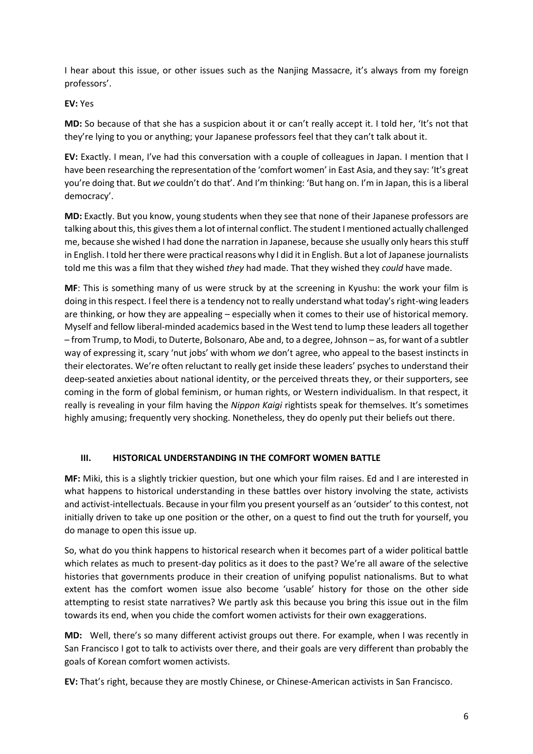I hear about this issue, or other issues such as the Nanjing Massacre, it's always from my foreign professors'.

**EV:** Yes

**MD:** So because of that she has a suspicion about it or can't really accept it. I told her, 'It's not that they're lying to you or anything; your Japanese professors feel that they can't talk about it.

**EV:** Exactly. I mean, I've had this conversation with a couple of colleagues in Japan. I mention that I have been researching the representation of the 'comfort women' in East Asia, and they say: 'It's great you're doing that. But *we* couldn't do that'. And I'm thinking: 'But hang on. I'm in Japan, this is a liberal democracy'.

**MD:** Exactly. But you know, young students when they see that none of their Japanese professors are talking about this, this gives them a lot of internal conflict. The student I mentioned actually challenged me, because she wished I had done the narration in Japanese, because she usually only hears this stuff in English. I told her there were practical reasons why I did it in English. But a lot of Japanese journalists told me this was a film that they wished *they* had made. That they wished they *could* have made.

**MF**: This is something many of us were struck by at the screening in Kyushu: the work your film is doing in this respect. I feel there is a tendency not to really understand what today's right-wing leaders are thinking, or how they are appealing – especially when it comes to their use of historical memory. Myself and fellow liberal-minded academics based in the West tend to lump these leaders all together – from Trump, to Modi, to Duterte, Bolsonaro, Abe and, to a degree, Johnson – as, for want of a subtler way of expressing it, scary 'nut jobs' with whom *we* don't agree, who appeal to the basest instincts in their electorates. We're often reluctant to really get inside these leaders' psyches to understand their deep-seated anxieties about national identity, or the perceived threats they, or their supporters, see coming in the form of global feminism, or human rights, or Western individualism. In that respect, it really is revealing in your film having the *Nippon Kaigi* rightists speak for themselves. It's sometimes highly amusing; frequently very shocking. Nonetheless, they do openly put their beliefs out there.

## III. HISTORICAL UNDERSTANDING IN THE COMFORT WOMEN BATTLE

**MF:** Miki, this is a slightly trickier question, but one which your film raises. Ed and I are interested in what happens to historical understanding in these battles over history involving the state, activists and activist-intellectuals. Because in your film you present yourself as an 'outsider' to this contest, not initially driven to take up one position or the other, on a quest to find out the truth for yourself, you do manage to open this issue up.

So, what do you think happens to historical research when it becomes part of a wider political battle which relates as much to present-day politics as it does to the past? We're all aware of the selective histories that governments produce in their creation of unifying populist nationalisms. But to what extent has the comfort women issue also become 'usable' history for those on the other side attempting to resist state narratives? We partly ask this because you bring this issue out in the film towards its end, when you chide the comfort women activists for their own exaggerations.

**MD:** Well, there's so many different activist groups out there. For example, when I was recently in San Francisco I got to talk to activists over there, and their goals are very different than probably the goals of Korean comfort women activists.

**EV:** That's right, because they are mostly Chinese, or Chinese-American activists in San Francisco.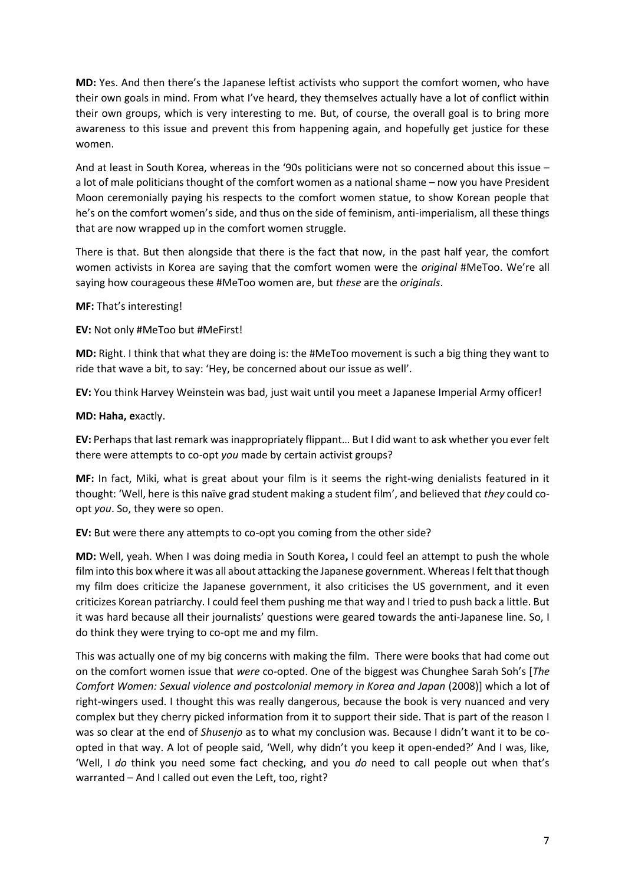**MD:** Yes. And then there's the Japanese leftist activists who support the comfort women, who have their own goals in mind. From what I've heard, they themselves actually have a lot of conflict within their own groups, which is very interesting to me. But, of course, the overall goal is to bring more awareness to this issue and prevent this from happening again, and hopefully get justice for these women.

And at least in South Korea, whereas in the '90s politicians were not so concerned about this issue – a lot of male politicians thought of the comfort women as a national shame – now you have President Moon ceremonially paying his respects to the comfort women statue, to show Korean people that he's on the comfort women's side, and thus on the side of feminism, anti-imperialism, all these things that are now wrapped up in the comfort women struggle.

There is that. But then alongside that there is the fact that now, in the past half year, the comfort women activists in Korea are saying that the comfort women were the *original* #MeToo. We're all saying how courageous these #MeToo women are, but *these* are the *originals*.

**MF:** That's interesting!

**EV:** Not only #MeToo but #MeFirst!

**MD:** Right. I think that what they are doing is: the #MeToo movement is such a big thing they want to ride that wave a bit, to say: 'Hey, be concerned about our issue as well'.

**EV:** You think Harvey Weinstein was bad, just wait until you meet a Japanese Imperial Army officer!

**MD: Haha, e**xactly.

**EV:** Perhaps that last remark was inappropriately flippant… But I did want to ask whether you ever felt there were attempts to co-opt *you* made by certain activist groups?

**MF:** In fact, Miki, what is great about your film is it seems the right-wing denialists featured in it thought: 'Well, here is this naïve grad student making a student film', and believed that *they* could co-opt *you*. So, they were so open.

**EV:** But were there any attempts to co-opt you coming from the other side?

**MD:** Well, yeah. When I was doing media in South Korea**,** I could feel an attempt to push the whole film into this box where it was all about attacking the Japanese government. Whereas I felt that though my film does criticize the Japanese government, it also criticises the US government, and it even criticizes Korean patriarchy. I could feel them pushing me that way and I tried to push back a little. But it was hard because all their journalists' questions were geared towards the anti-Japanese line. So, I do think they were trying to co-opt me and my film.

This was actually one of my big concerns with making the film. There were books that had come out on the comfort women issue that *were* co-opted. One of the biggest was Chunghee Sarah Soh's [*The Comfort Women: Sexual violence and postcolonial memory in Korea and Japan* (2008)] which a lot of right-wingers used. I thought this was really dangerous, because the book is very nuanced and very complex but they cherry picked information from it to support their side. That is part of the reason I was so clear at the end of *Shusenjo* as to what my conclusion was. Because I didn't want it to be co-opted in that way. A lot of people said, 'Well, why didn't you keep it open-ended?' And I was, like, 'Well, I *do* think you need some fact checking, and you *do* need to call people out when that's warranted – And I called out even the Left, too, right?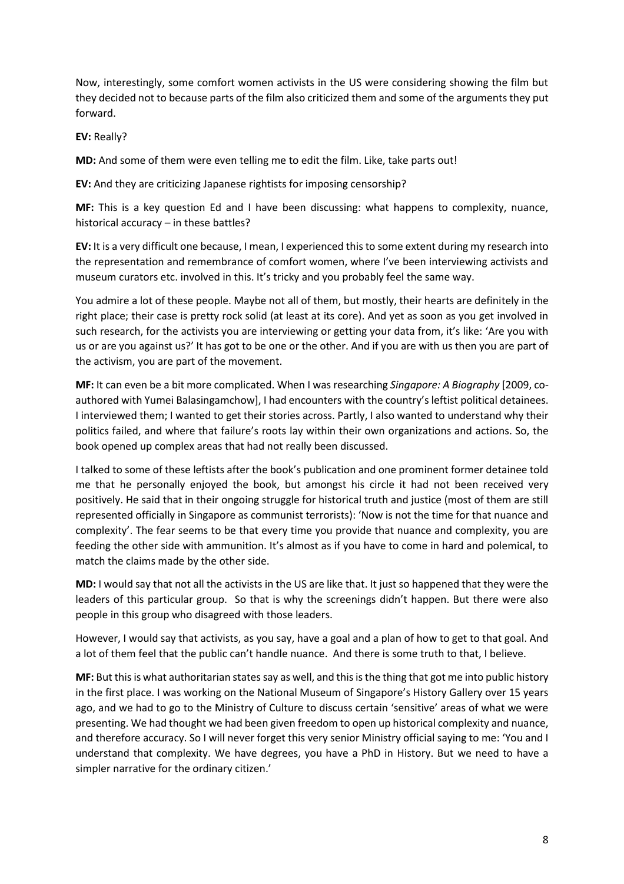Now, interestingly, some comfort women activists in the US were considering showing the film but they decided not to because parts of the film also criticized them and some of the arguments they put forward.

**EV:** Really?

**MD:** And some of them were even telling me to edit the film. Like, take parts out!

**EV:** And they are criticizing Japanese rightists for imposing censorship?

**MF:** This is a key question Ed and I have been discussing: what happens to complexity, nuance, historical accuracy – in these battles?

**EV:** It is a very difficult one because, I mean, I experienced this to some extent during my research into the representation and remembrance of comfort women, where I've been interviewing activists and museum curators etc. involved in this. It's tricky and you probably feel the same way.

You admire a lot of these people. Maybe not all of them, but mostly, their hearts are definitely in the right place; their case is pretty rock solid (at least at its core). And yet as soon as you get involved in such research, for the activists you are interviewing or getting your data from, it's like: 'Are you with us or are you against us?' It has got to be one or the other. And if you are with us then you are part of the activism, you are part of the movement.

**MF:** It can even be a bit more complicated. When I was researching *Singapore: A Biography* [2009, co-authored with Yumei Balasingamchow], I had encounters with the country's leftist political detainees. I interviewed them; I wanted to get their stories across. Partly, I also wanted to understand why their politics failed, and where that failure's roots lay within their own organizations and actions. So, the book opened up complex areas that had not really been discussed.

I talked to some of these leftists after the book's publication and one prominent former detainee told me that he personally enjoyed the book, but amongst his circle it had not been received very positively. He said that in their ongoing struggle for historical truth and justice (most of them are still represented officially in Singapore as communist terrorists): 'Now is not the time for that nuance and complexity'. The fear seems to be that every time you provide that nuance and complexity, you are feeding the other side with ammunition. It's almost as if you have to come in hard and polemical, to match the claims made by the other side.

**MD:** I would say that not all the activists in the US are like that. It just so happened that they were the leaders of this particular group. So that is why the screenings didn't happen. But there were also people in this group who disagreed with those leaders.

However, I would say that activists, as you say, have a goal and a plan of how to get to that goal. And a lot of them feel that the public can't handle nuance. And there is some truth to that, I believe.

**MF:** But this is what authoritarian states say as well, and this is the thing that got me into public history in the first place. I was working on the National Museum of Singapore's History Gallery over 15 years ago, and we had to go to the Ministry of Culture to discuss certain 'sensitive' areas of what we were presenting. We had thought we had been given freedom to open up historical complexity and nuance, and therefore accuracy. So I will never forget this very senior Ministry official saying to me: 'You and I understand that complexity. We have degrees, you have a PhD in History. But we need to have a simpler narrative for the ordinary citizen.'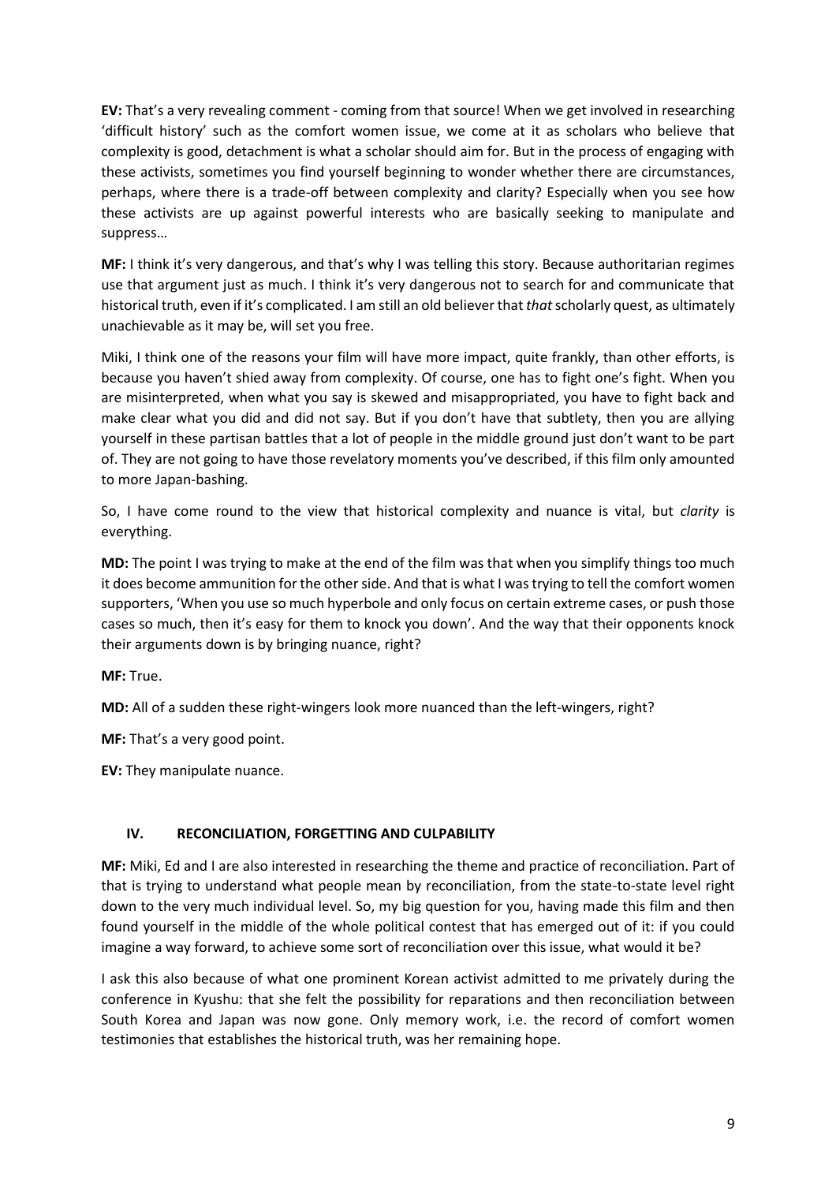**EV:** That's a very revealing comment - coming from that source! When we get involved in researching 'difficult history' such as the comfort women issue, we come at it as scholars who believe that complexity is good, detachment is what a scholar should aim for. But in the process of engaging with these activists, sometimes you find yourself beginning to wonder whether there are circumstances, perhaps, where there is a trade-off between complexity and clarity? Especially when you see how these activists are up against powerful interests who are basically seeking to manipulate and suppress…

**MF:** I think it's very dangerous, and that's why I was telling this story. Because authoritarian regimes use that argument just as much. I think it's very dangerous not to search for and communicate that historical truth, even if it's complicated. I am still an old believer that *that* scholarly quest, as ultimately unachievable as it may be, will set you free.

Miki, I think one of the reasons your film will have more impact, quite frankly, than other efforts, is because you haven't shied away from complexity. Of course, one has to fight one's fight. When you are misinterpreted, when what you say is skewed and misappropriated, you have to fight back and make clear what you did and did not say. But if you don't have that subtlety, then you are allying yourself in these partisan battles that a lot of people in the middle ground just don't want to be part of. They are not going to have those revelatory moments you've described, if this film only amounted to more Japan-bashing.

So, I have come round to the view that historical complexity and nuance is vital, but *clarity* is everything.

**MD:** The point I was trying to make at the end of the film was that when you simplify things too much it does become ammunition for the other side. And that is what I was trying to tell the comfort women supporters, 'When you use so much hyperbole and only focus on certain extreme cases, or push those cases so much, then it's easy for them to knock you down'. And the way that their opponents knock their arguments down is by bringing nuance, right?

**MF:** True.

**MD:** All of a sudden these right-wingers look more nuanced than the left-wingers, right?

**MF:** That's a very good point.

**EV:** They manipulate nuance.

## IV. RECONCILIATION, FORGETTING AND CULPABILITY

**MF:** Miki, Ed and I are also interested in researching the theme and practice of reconciliation. Part of that is trying to understand what people mean by reconciliation, from the state-to-state level right down to the very much individual level. So, my big question for you, having made this film and then found yourself in the middle of the whole political contest that has emerged out of it: if you could imagine a way forward, to achieve some sort of reconciliation over this issue, what would it be?

I ask this also because of what one prominent Korean activist admitted to me privately during the conference in Kyushu: that she felt the possibility for reparations and then reconciliation between South Korea and Japan was now gone. Only memory work, i.e. the record of comfort women testimonies that establishes the historical truth, was her remaining hope.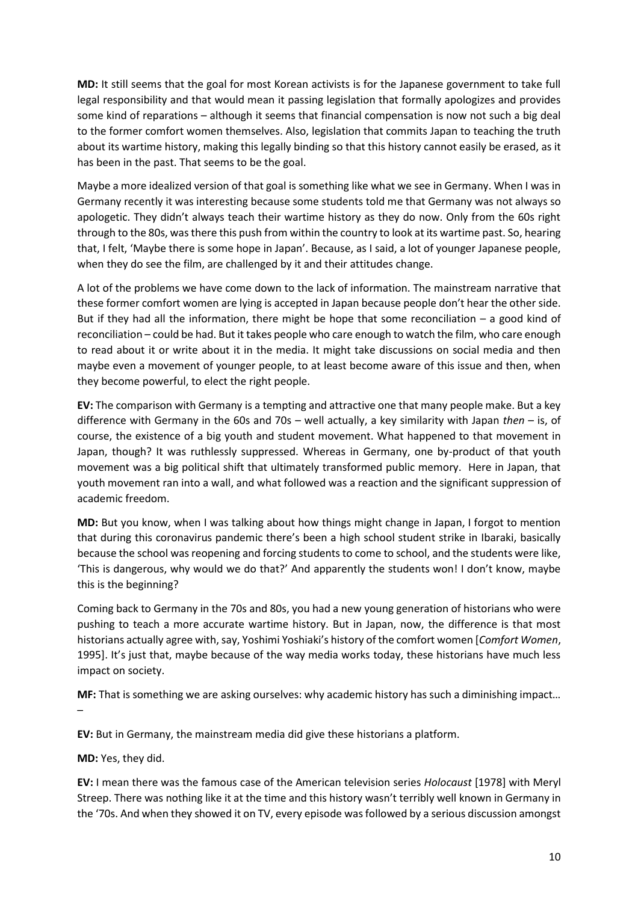**MD:** It still seems that the goal for most Korean activists is for the Japanese government to take full legal responsibility and that would mean it passing legislation that formally apologizes and provides some kind of reparations – although it seems that financial compensation is now not such a big deal to the former comfort women themselves. Also, legislation that commits Japan to teaching the truth about its wartime history, making this legally binding so that this history cannot easily be erased, as it has been in the past. That seems to be the goal.

Maybe a more idealized version of that goal is something like what we see in Germany. When I was in Germany recently it was interesting because some students told me that Germany was not always so apologetic. They didn't always teach their wartime history as they do now. Only from the 60s right through to the 80s, was there this push from within the country to look at its wartime past. So, hearing that, I felt, 'Maybe there is some hope in Japan'. Because, as I said, a lot of younger Japanese people, when they do see the film, are challenged by it and their attitudes change.

A lot of the problems we have come down to the lack of information. The mainstream narrative that these former comfort women are lying is accepted in Japan because people don't hear the other side. But if they had all the information, there might be hope that some reconciliation – a good kind of reconciliation – could be had. But it takes people who care enough to watch the film, who care enough to read about it or write about it in the media. It might take discussions on social media and then maybe even a movement of younger people, to at least become aware of this issue and then, when they become powerful, to elect the right people.

**EV:** The comparison with Germany is a tempting and attractive one that many people make. But a key difference with Germany in the 60s and 70s – well actually, a key similarity with Japan *then* – is, of course, the existence of a big youth and student movement. What happened to that movement in Japan, though? It was ruthlessly suppressed. Whereas in Germany, one by-product of that youth movement was a big political shift that ultimately transformed public memory. Here in Japan, that youth movement ran into a wall, and what followed was a reaction and the significant suppression of academic freedom.

**MD:** But you know, when I was talking about how things might change in Japan, I forgot to mention that during this coronavirus pandemic there's been a high school student strike in Ibaraki, basically because the school was reopening and forcing students to come to school, and the students were like, 'This is dangerous, why would we do that?' And apparently the students won! I don't know, maybe this is the beginning?

Coming back to Germany in the 70s and 80s, you had a new young generation of historians who were pushing to teach a more accurate wartime history. But in Japan, now, the difference is that most historians actually agree with, say, Yoshimi Yoshiaki's history of the comfort women [*Comfort Women*, 1995]. It's just that, maybe because of the way media works today, these historians have much less impact on society.

**MF:** That is something we are asking ourselves: why academic history has such a diminishing impact… –

**EV:** But in Germany, the mainstream media did give these historians a platform.

**MD:** Yes, they did.

**EV:** I mean there was the famous case of the American television series *Holocaust* [1978] with Meryl Streep. There was nothing like it at the time and this history wasn't terribly well known in Germany in the '70s. And when they showed it on TV, every episode was followed by a serious discussion amongst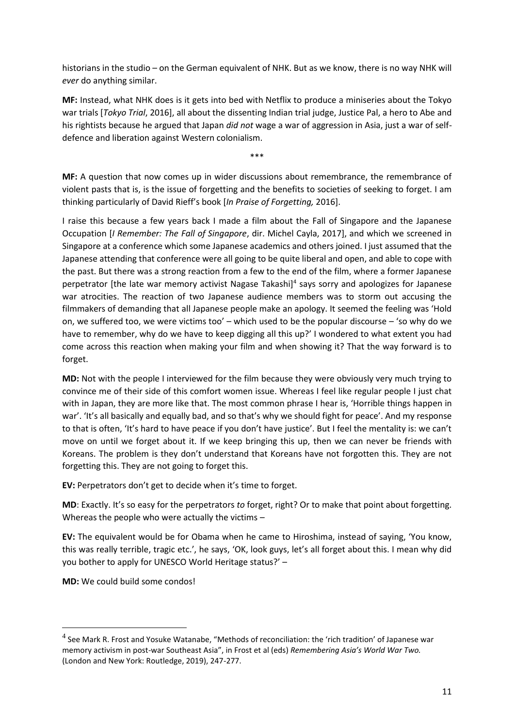historians in the studio – on the German equivalent of NHK. But as we know, there is no way NHK will *ever* do anything similar.

**MF:** Instead, what NHK does is it gets into bed with Netflix to produce a miniseries about the Tokyo war trials [*Tokyo Trial*, 2016], all about the dissenting Indian trial judge, Justice Pal, a hero to Abe and his rightists because he argued that Japan *did not* wage a war of aggression in Asia, just a war of self-defence and liberation against Western colonialism.

\*\*\*

**MF:** A question that now comes up in wider discussions about remembrance, the remembrance of violent pasts that is, is the issue of forgetting and the benefits to societies of seeking to forget. I am thinking particularly of David Rieff's book [*In Praise of Forgetting,* 2016].

I raise this because a few years back I made a film about the Fall of Singapore and the Japanese Occupation [*I Remember: The Fall of Singapore*, dir. Michel Cayla, 2017], and which we screened in Singapore at a conference which some Japanese academics and others joined. I just assumed that the Japanese attending that conference were all going to be quite liberal and open, and able to cope with the past. But there was a strong reaction from a few to the end of the film, where a former Japanese perpetrator [the late war memory activist Nagase Takashi][4] says sorry and apologizes for Japanese war atrocities. The reaction of two Japanese audience members was to storm out accusing the filmmakers of demanding that all Japanese people make an apology. It seemed the feeling was 'Hold on, we suffered too, we were victims too' – which used to be the popular discourse – 'so why do we have to remember, why do we have to keep digging all this up?' I wondered to what extent you had come across this reaction when making your film and when showing it? That the way forward is to forget.

**MD:** Not with the people I interviewed for the film because they were obviously very much trying to convince me of their side of this comfort women issue. Whereas I feel like regular people I just chat with in Japan, they are more like that. The most common phrase I hear is, 'Horrible things happen in war'. 'It's all basically and equally bad, and so that's why we should fight for peace'. And my response to that is often, 'It's hard to have peace if you don't have justice'. But I feel the mentality is: we can't move on until we forget about it. If we keep bringing this up, then we can never be friends with Koreans. The problem is they don't understand that Koreans have not forgotten this. They are not forgetting this. They are not going to forget this.

**EV:** Perpetrators don't get to decide when it's time to forget.

**MD**: Exactly. It's so easy for the perpetrators *to* forget, right? Or to make that point about forgetting. Whereas the people who were actually the victims –

**EV:** The equivalent would be for Obama when he came to Hiroshima, instead of saying, 'You know, this was really terrible, tragic etc.', he says, 'OK, look guys, let's all forget about this. I mean why did you bother to apply for UNESCO World Heritage status?' –

**MD:** We could build some condos!

---

[4] See Mark R. Frost and Yosuke Watanabe, "Methods of reconciliation: the 'rich tradition' of Japanese war memory activism in post-war Southeast Asia", in Frost et al (eds) *Remembering Asia's World War Two.* (London and New York: Routledge, 2019), 247-277.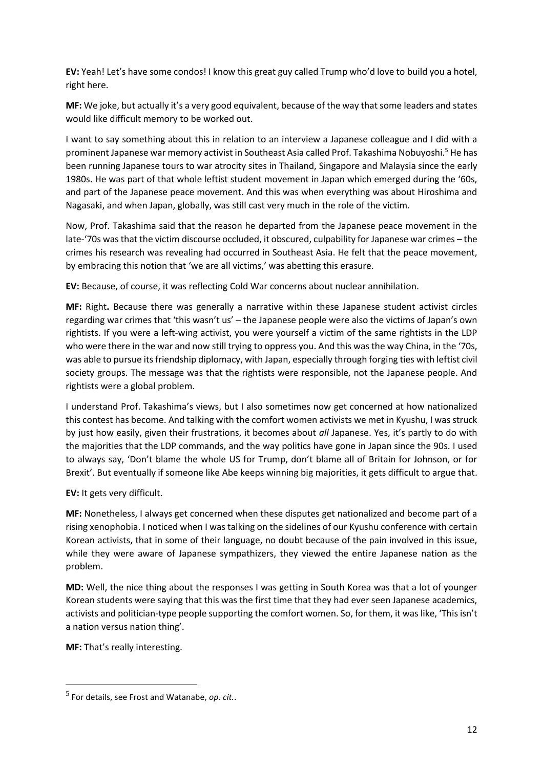**EV:** Yeah! Let's have some condos! I know this great guy called Trump who'd love to build you a hotel, right here.

**MF:** We joke, but actually it's a very good equivalent, because of the way that some leaders and states would like difficult memory to be worked out.

I want to say something about this in relation to an interview a Japanese colleague and I did with a prominent Japanese war memory activist in Southeast Asia called Prof. Takashima Nobuyoshi.[5] He has been running Japanese tours to war atrocity sites in Thailand, Singapore and Malaysia since the early 1980s. He was part of that whole leftist student movement in Japan which emerged during the '60s, and part of the Japanese peace movement. And this was when everything was about Hiroshima and Nagasaki, and when Japan, globally, was still cast very much in the role of the victim.

Now, Prof. Takashima said that the reason he departed from the Japanese peace movement in the late-'70s was that the victim discourse occluded, it obscured, culpability for Japanese war crimes – the crimes his research was revealing had occurred in Southeast Asia. He felt that the peace movement, by embracing this notion that 'we are all victims,' was abetting this erasure.

**EV:** Because, of course, it was reflecting Cold War concerns about nuclear annihilation.

**MF:** Right**.** Because there was generally a narrative within these Japanese student activist circles regarding war crimes that 'this wasn't us' – the Japanese people were also the victims of Japan's own rightists. If you were a left-wing activist, you were yourself a victim of the same rightists in the LDP who were there in the war and now still trying to oppress you. And this was the way China, in the '70s, was able to pursue its friendship diplomacy, with Japan, especially through forging ties with leftist civil society groups. The message was that the rightists were responsible, not the Japanese people. And rightists were a global problem.

I understand Prof. Takashima's views, but I also sometimes now get concerned at how nationalized this contest has become. And talking with the comfort women activists we met in Kyushu, I was struck by just how easily, given their frustrations, it becomes about *all* Japanese. Yes, it's partly to do with the majorities that the LDP commands, and the way politics have gone in Japan since the 90s. I used to always say, 'Don't blame the whole US for Trump, don't blame all of Britain for Johnson, or for Brexit'. But eventually if someone like Abe keeps winning big majorities, it gets difficult to argue that.

**EV:** It gets very difficult.

**MF:** Nonetheless, I always get concerned when these disputes get nationalized and become part of a rising xenophobia. I noticed when I was talking on the sidelines of our Kyushu conference with certain Korean activists, that in some of their language, no doubt because of the pain involved in this issue, while they were aware of Japanese sympathizers, they viewed the entire Japanese nation as the problem.

**MD:** Well, the nice thing about the responses I was getting in South Korea was that a lot of younger Korean students were saying that this was the first time that they had ever seen Japanese academics, activists and politician-type people supporting the comfort women. So, for them, it was like, 'This isn't a nation versus nation thing'.

**MF:** That's really interesting.

---

[5] For details, see Frost and Watanabe, *op. cit.*.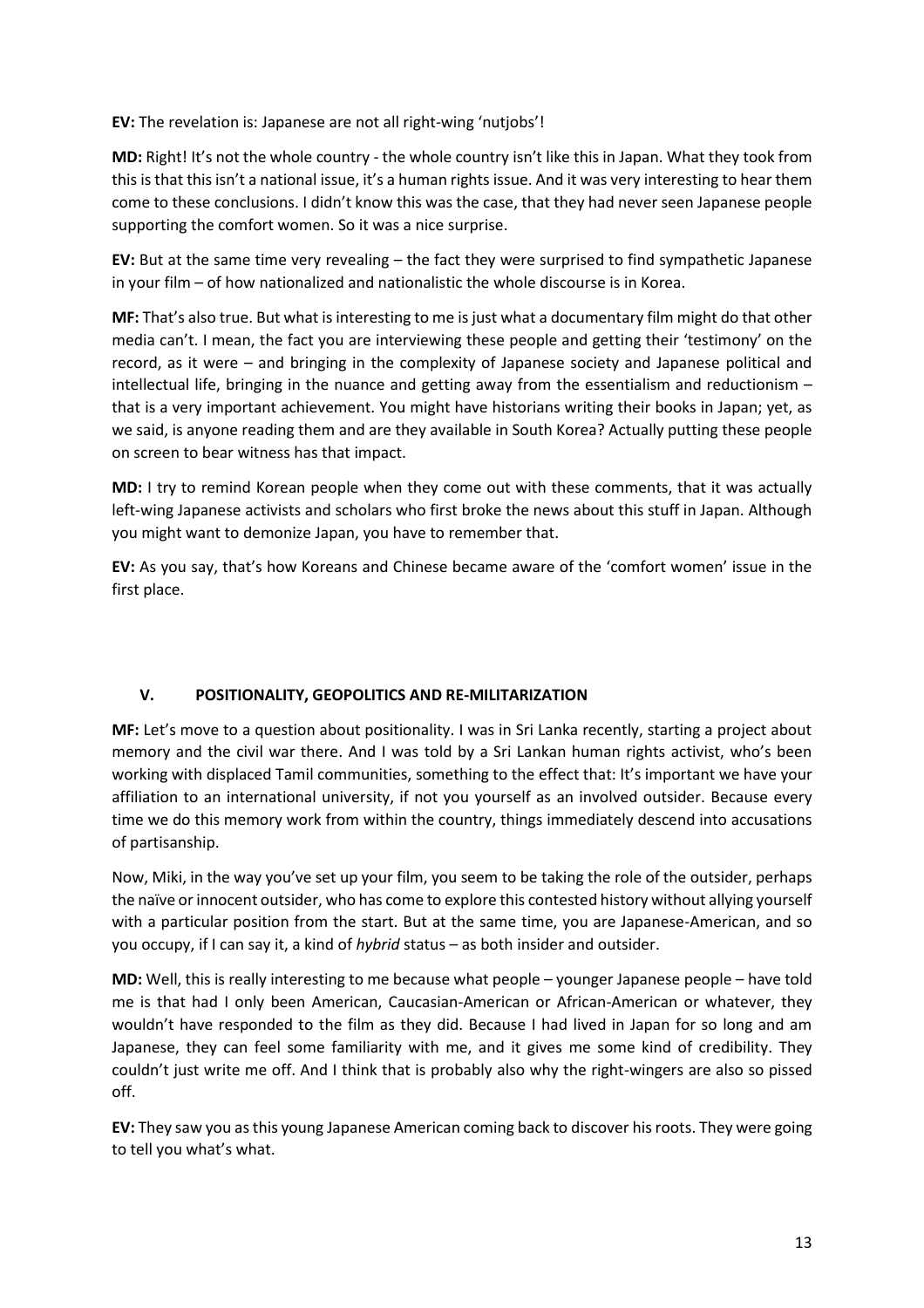**EV:** The revelation is: Japanese are not all right-wing 'nutjobs'!

**MD:** Right! It's not the whole country - the whole country isn't like this in Japan. What they took from this is that this isn't a national issue, it's a human rights issue. And it was very interesting to hear them come to these conclusions. I didn't know this was the case, that they had never seen Japanese people supporting the comfort women. So it was a nice surprise.

**EV:** But at the same time very revealing – the fact they were surprised to find sympathetic Japanese in your film – of how nationalized and nationalistic the whole discourse is in Korea.

**MF:** That's also true. But what is interesting to me is just what a documentary film might do that other media can't. I mean, the fact you are interviewing these people and getting their 'testimony' on the record, as it were – and bringing in the complexity of Japanese society and Japanese political and intellectual life, bringing in the nuance and getting away from the essentialism and reductionism – that is a very important achievement. You might have historians writing their books in Japan; yet, as we said, is anyone reading them and are they available in South Korea? Actually putting these people on screen to bear witness has that impact.

**MD:** I try to remind Korean people when they come out with these comments, that it was actually left-wing Japanese activists and scholars who first broke the news about this stuff in Japan. Although you might want to demonize Japan, you have to remember that.

**EV:** As you say, that's how Koreans and Chinese became aware of the 'comfort women' issue in the first place.

## V. POSITIONALITY, GEOPOLITICS AND RE-MILITARIZATION

**MF:** Let's move to a question about positionality. I was in Sri Lanka recently, starting a project about memory and the civil war there. And I was told by a Sri Lankan human rights activist, who's been working with displaced Tamil communities, something to the effect that: It's important we have your affiliation to an international university, if not you yourself as an involved outsider. Because every time we do this memory work from within the country, things immediately descend into accusations of partisanship.

Now, Miki, in the way you've set up your film, you seem to be taking the role of the outsider, perhaps the naïve or innocent outsider, who has come to explore this contested history without allying yourself with a particular position from the start. But at the same time, you are Japanese-American, and so you occupy, if I can say it, a kind of *hybrid* status – as both insider and outsider.

**MD:** Well, this is really interesting to me because what people – younger Japanese people – have told me is that had I only been American, Caucasian-American or African-American or whatever, they wouldn't have responded to the film as they did. Because I had lived in Japan for so long and am Japanese, they can feel some familiarity with me, and it gives me some kind of credibility. They couldn't just write me off. And I think that is probably also why the right-wingers are also so pissed off.

**EV:** They saw you as this young Japanese American coming back to discover his roots. They were going to tell you what's what.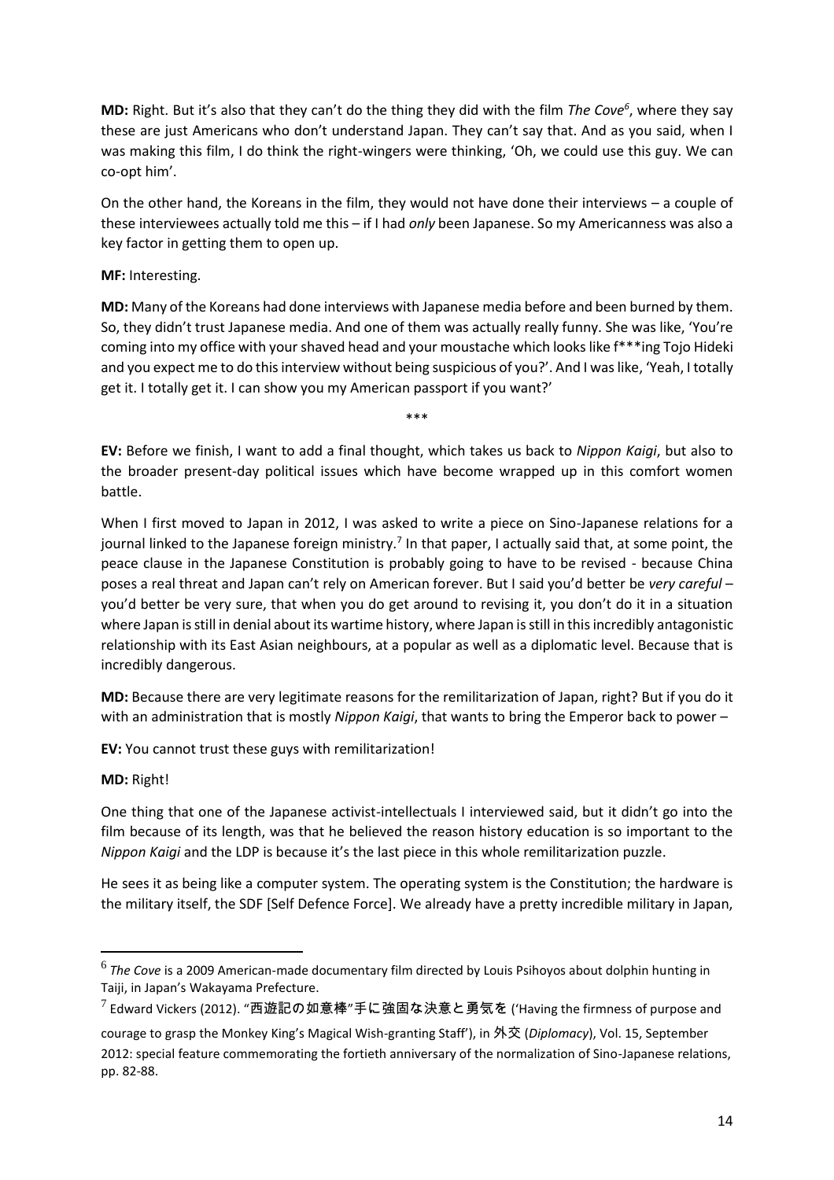**MD:** Right. But it's also that they can't do the thing they did with the film *The Cove*[6], where they say these are just Americans who don't understand Japan. They can't say that. And as you said, when I was making this film, I do think the right-wingers were thinking, 'Oh, we could use this guy. We can co-opt him'.

On the other hand, the Koreans in the film, they would not have done their interviews – a couple of these interviewees actually told me this – if I had *only* been Japanese. So my Americanness was also a key factor in getting them to open up.

**MF:** Interesting.

**MD:** Many of the Koreans had done interviews with Japanese media before and been burned by them. So, they didn't trust Japanese media. And one of them was actually really funny. She was like, 'You're coming into my office with your shaved head and your moustache which looks like f***ing Tojo Hideki and you expect me to do this interview without being suspicious of you?'. And I was like, 'Yeah, I totally get it. I totally get it. I can show you my American passport if you want?'

\*\*\*

**EV:** Before we finish, I want to add a final thought, which takes us back to *Nippon Kaigi*, but also to the broader present-day political issues which have become wrapped up in this comfort women battle.

When I first moved to Japan in 2012, I was asked to write a piece on Sino-Japanese relations for a journal linked to the Japanese foreign ministry.[7] In that paper, I actually said that, at some point, the peace clause in the Japanese Constitution is probably going to have to be revised - because China poses a real threat and Japan can't rely on American forever. But I said you'd better be *very careful* – you'd better be very sure, that when you do get around to revising it, you don't do it in a situation where Japan is still in denial about its wartime history, where Japan is still in this incredibly antagonistic relationship with its East Asian neighbours, at a popular as well as a diplomatic level. Because that is incredibly dangerous.

**MD:** Because there are very legitimate reasons for the remilitarization of Japan, right? But if you do it with an administration that is mostly *Nippon Kaigi*, that wants to bring the Emperor back to power –

**EV:** You cannot trust these guys with remilitarization!

**MD:** Right!

One thing that one of the Japanese activist-intellectuals I interviewed said, but it didn't go into the film because of its length, was that he believed the reason history education is so important to the *Nippon Kaigi* and the LDP is because it's the last piece in this whole remilitarization puzzle.

He sees it as being like a computer system. The operating system is the Constitution; the hardware is the military itself, the SDF [Self Defence Force]. We already have a pretty incredible military in Japan,

---

[6] *The Cove* is a 2009 American-made documentary film directed by Louis Psihoyos about dolphin hunting in Taiji, in Japan's Wakayama Prefecture.

[7] Edward Vickers (2012). "西遊記の如意棒"手に強固な決意と勇気を ('Having the firmness of purpose and courage to grasp the Monkey King's Magical Wish-granting Staff'), in 外交 (*Diplomacy*), Vol. 15, September 2012: special feature commemorating the fortieth anniversary of the normalization of Sino-Japanese relations, pp. 82-88.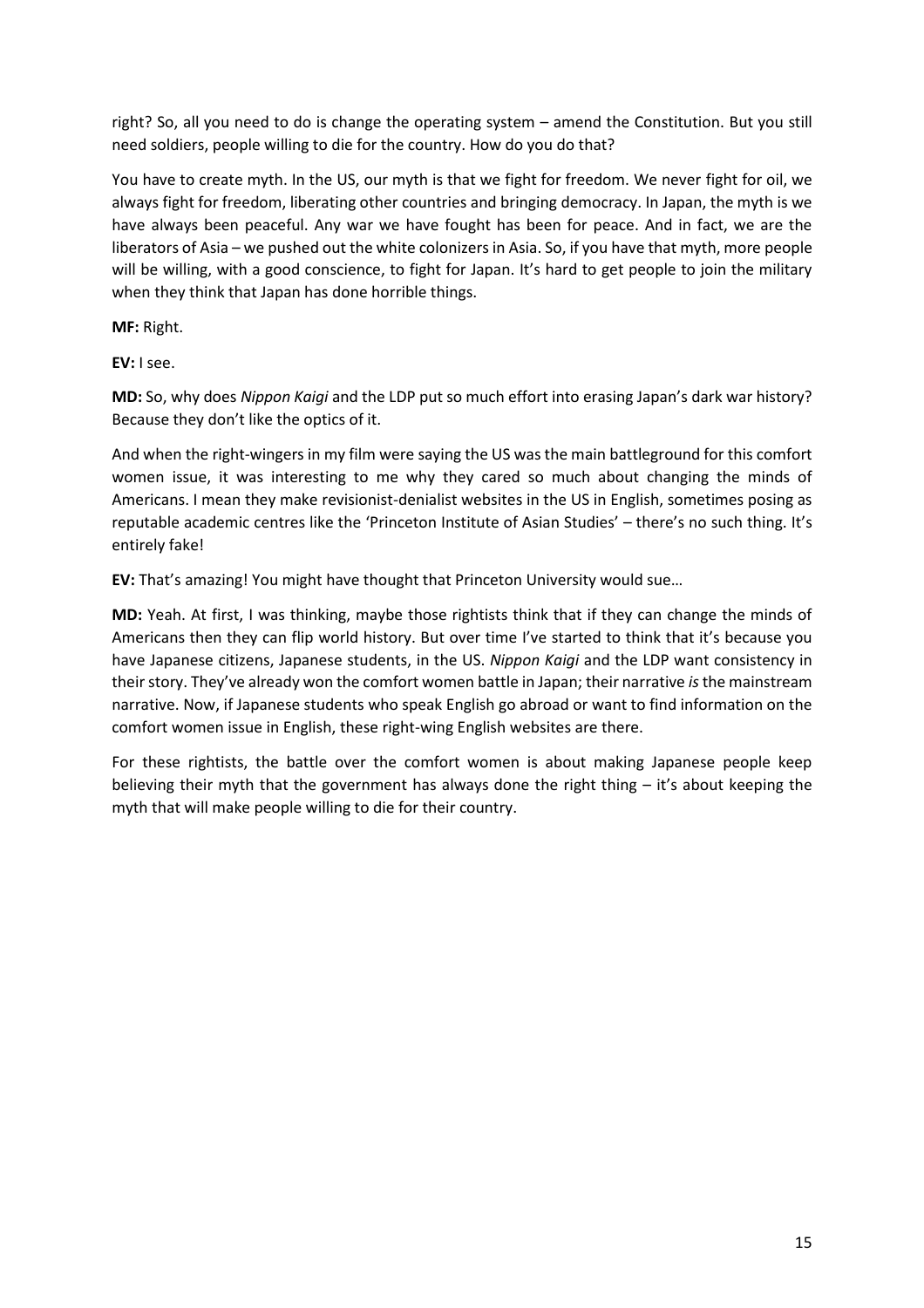right? So, all you need to do is change the operating system – amend the Constitution. But you still need soldiers, people willing to die for the country. How do you do that?

You have to create myth. In the US, our myth is that we fight for freedom. We never fight for oil, we always fight for freedom, liberating other countries and bringing democracy. In Japan, the myth is we have always been peaceful. Any war we have fought has been for peace. And in fact, we are the liberators of Asia – we pushed out the white colonizers in Asia. So, if you have that myth, more people will be willing, with a good conscience, to fight for Japan. It's hard to get people to join the military when they think that Japan has done horrible things.

**MF:** Right.

**EV:** I see.

**MD:** So, why does *Nippon Kaigi* and the LDP put so much effort into erasing Japan's dark war history? Because they don't like the optics of it.

And when the right-wingers in my film were saying the US was the main battleground for this comfort women issue, it was interesting to me why they cared so much about changing the minds of Americans. I mean they make revisionist-denialist websites in the US in English, sometimes posing as reputable academic centres like the 'Princeton Institute of Asian Studies' – there's no such thing. It's entirely fake!

**EV:** That's amazing! You might have thought that Princeton University would sue…

**MD:** Yeah. At first, I was thinking, maybe those rightists think that if they can change the minds of Americans then they can flip world history. But over time I've started to think that it's because you have Japanese citizens, Japanese students, in the US. *Nippon Kaigi* and the LDP want consistency in their story. They've already won the comfort women battle in Japan; their narrative *is* the mainstream narrative. Now, if Japanese students who speak English go abroad or want to find information on the comfort women issue in English, these right-wing English websites are there.

For these rightists, the battle over the comfort women is about making Japanese people keep believing their myth that the government has always done the right thing – it's about keeping the myth that will make people willing to die for their country.